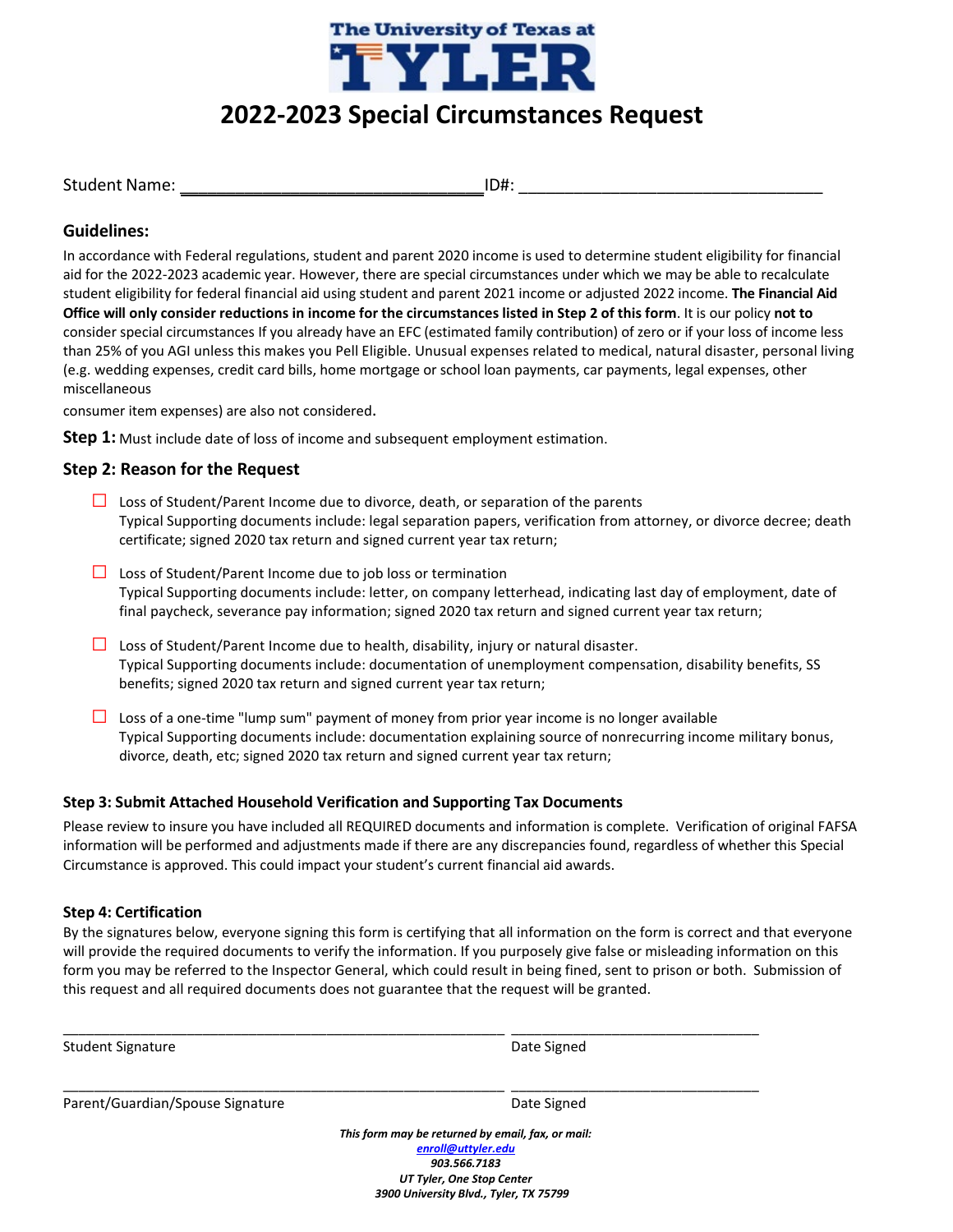The University of Texas at TYLER

# 2022-2023 Special Circumstances Request

Student Name: ______________________________ID#: ______________________________

## Guidelines:

In accordance with Federal regulations, student and parent 2020 income is used to determine student eligibility for financial aid for the 2022-2023 academic year. However, there are special circumstances under which we may be able to recalculate student eligibility for federal financial aid using student and parent 2021 income or adjusted 2022 income. **The Financial Aid Office will only consider reductions in income for the circumstances listed in Step 2 of this form**. It is our policy **not to** consider special circumstances If you already have an EFC (estimated family contribution) of zero or if your loss of income less than 25% of you AGI unless this makes you Pell Eligible. Unusual expenses related to medical, natural disaster, personal living (e.g. wedding expenses, credit card bills, home mortgage or school loan payments, car payments, legal expenses, other miscellaneous

consumer item expenses) are also not considered.

**Step 1:** Must include date of loss of income and subsequent employment estimation.

## Step 2: Reason for the Request

- ☐ Loss of Student/Parent Income due to divorce, death, or separation of the parents
  Typical Supporting documents include: legal separation papers, verification from attorney, or divorce decree; death certificate; signed 2020 tax return and signed current year tax return;

- ☐ Loss of Student/Parent Income due to job loss or termination
  Typical Supporting documents include: letter, on company letterhead, indicating last day of employment, date of final paycheck, severance pay information; signed 2020 tax return and signed current year tax return;

- ☐ Loss of Student/Parent Income due to health, disability, injury or natural disaster.
  Typical Supporting documents include: documentation of unemployment compensation, disability benefits, SS benefits; signed 2020 tax return and signed current year tax return;

- ☐ Loss of a one-time "lump sum" payment of money from prior year income is no longer available
  Typical Supporting documents include: documentation explaining source of nonrecurring income military bonus, divorce, death, etc; signed 2020 tax return and signed current year tax return;

### Step 3: Submit Attached Household Verification and Supporting Tax Documents

Please review to insure you have included all REQUIRED documents and information is complete. Verification of original FAFSA information will be performed and adjustments made if there are any discrepancies found, regardless of whether this Special Circumstance is approved. This could impact your student's current financial aid awards.

### Step 4: Certification

By the signatures below, everyone signing this form is certifying that all information on the form is correct and that everyone will provide the required documents to verify the information. If you purposely give false or misleading information on this form you may be referred to the Inspector General, which could result in being fined, sent to prison or both. Submission of this request and all required documents does not guarantee that the request will be granted.

______________________________________________________ ______________________________
Student Signature Date Signed

______________________________________________________ ______________________________
Parent/Guardian/Spouse Signature Date Signed

***This form may be returned by email, fax, or mail:***
***enroll@uttyler.edu***
***903.566.7183***
***UT Tyler, One Stop Center***
***3900 University Blvd., Tyler, TX 75799***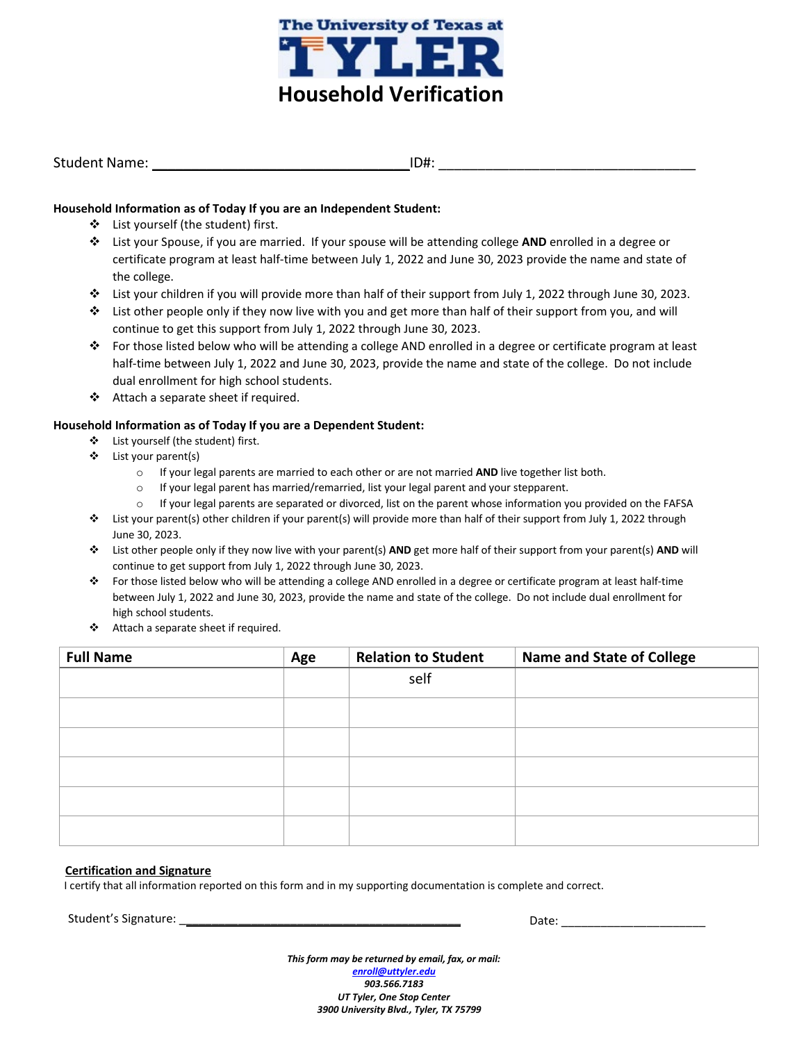# The University of Texas at TYLER

# Household Verification

Student Name: ________________________________ ID#: ________________________________

**Household Information as of Today If you are an Independent Student:**

- List yourself (the student) first.
- List your Spouse, if you are married. If your spouse will be attending college **AND** enrolled in a degree or certificate program at least half-time between July 1, 2022 and June 30, 2023 provide the name and state of the college.
- List your children if you will provide more than half of their support from July 1, 2022 through June 30, 2023.
- List other people only if they now live with you and get more than half of their support from you, and will continue to get this support from July 1, 2022 through June 30, 2023.
- For those listed below who will be attending a college AND enrolled in a degree or certificate program at least half-time between July 1, 2022 and June 30, 2023, provide the name and state of the college. Do not include dual enrollment for high school students.
- Attach a separate sheet if required.

**Household Information as of Today If you are a Dependent Student:**

- List yourself (the student) first.
- List your parent(s)
  - If your legal parents are married to each other or are not married **AND** live together list both.
  - If your legal parent has married/remarried, list your legal parent and your stepparent.
  - If your legal parents are separated or divorced, list on the parent whose information you provided on the FAFSA
- List your parent(s) other children if your parent(s) will provide more than half of their support from July 1, 2022 through June 30, 2023.
- List other people only if they now live with your parent(s) **AND** get more half of their support from your parent(s) **AND** will continue to get support from July 1, 2022 through June 30, 2023.
- For those listed below who will be attending a college AND enrolled in a degree or certificate program at least half-time between July 1, 2022 and June 30, 2023, provide the name and state of the college. Do not include dual enrollment for high school students.
- Attach a separate sheet if required.

| Full Name | Age | Relation to Student | Name and State of College |
|---|---|---|---|
| | | self | |
| | | | |
| | | | |
| | | | |
| | | | |
| | | | |

**Certification and Signature**

I certify that all information reported on this form and in my supporting documentation is complete and correct.

Student's Signature: ________________________________________ Date: ______________________

***This form may be returned by email, fax, or mail:***
***enroll@uttyler.edu***
***903.566.7183***
***UT Tyler, One Stop Center***
***3900 University Blvd., Tyler, TX 75799***